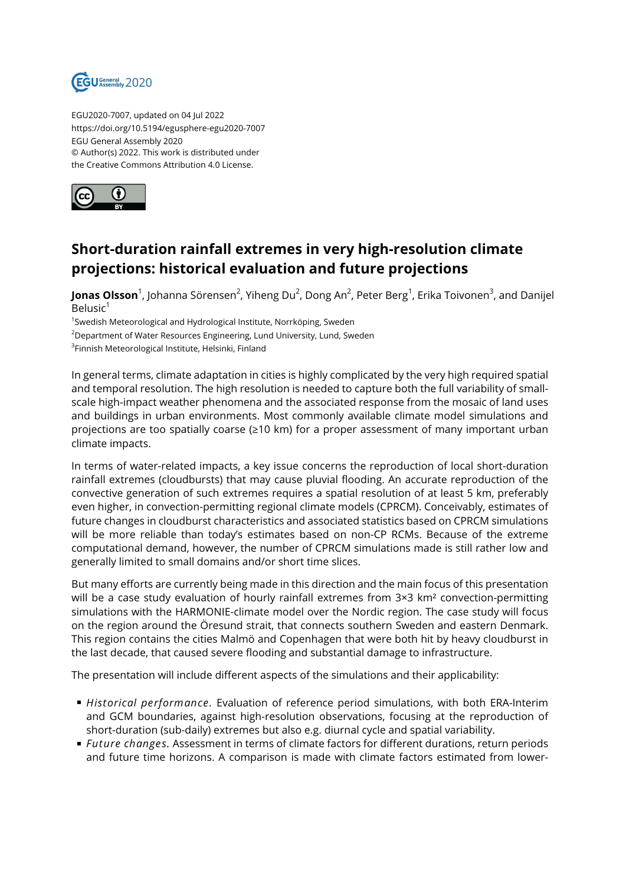EGU2020-7007, updated on 04 Jul 2022
https://doi.org/10.5194/egusphere-egu2020-7007
EGU General Assembly 2020
© Author(s) 2022. This work is distributed under
the Creative Commons Attribution 4.0 License.

# Short-duration rainfall extremes in very high-resolution climate projections: historical evaluation and future projections

**Jonas Olsson**[1], Johanna Sörensen[2], Yiheng Du[2], Dong An[2], Peter Berg[1], Erika Toivonen[3], and Danijel Belusic[1]

[1]Swedish Meteorological and Hydrological Institute, Norrköping, Sweden
[2]Department of Water Resources Engineering, Lund University, Lund, Sweden
[3]Finnish Meteorological Institute, Helsinki, Finland

In general terms, climate adaptation in cities is highly complicated by the very high required spatial and temporal resolution. The high resolution is needed to capture both the full variability of small-scale high-impact weather phenomena and the associated response from the mosaic of land uses and buildings in urban environments. Most commonly available climate model simulations and projections are too spatially coarse (≥10 km) for a proper assessment of many important urban climate impacts.

In terms of water-related impacts, a key issue concerns the reproduction of local short-duration rainfall extremes (cloudbursts) that may cause pluvial flooding. An accurate reproduction of the convective generation of such extremes requires a spatial resolution of at least 5 km, preferably even higher, in convection-permitting regional climate models (CPRCM). Conceivably, estimates of future changes in cloudburst characteristics and associated statistics based on CPRCM simulations will be more reliable than today's estimates based on non-CP RCMs. Because of the extreme computational demand, however, the number of CPRCM simulations made is still rather low and generally limited to small domains and/or short time slices.

But many efforts are currently being made in this direction and the main focus of this presentation will be a case study evaluation of hourly rainfall extremes from 3×3 km² convection-permitting simulations with the HARMONIE-climate model over the Nordic region. The case study will focus on the region around the Öresund strait, that connects southern Sweden and eastern Denmark. This region contains the cities Malmö and Copenhagen that were both hit by heavy cloudburst in the last decade, that caused severe flooding and substantial damage to infrastructure.

The presentation will include different aspects of the simulations and their applicability:

- *Historical performance*. Evaluation of reference period simulations, with both ERA-Interim and GCM boundaries, against high-resolution observations, focusing at the reproduction of short-duration (sub-daily) extremes but also e.g. diurnal cycle and spatial variability.
- *Future changes.* Assessment in terms of climate factors for different durations, return periods and future time horizons. A comparison is made with climate factors estimated from lower-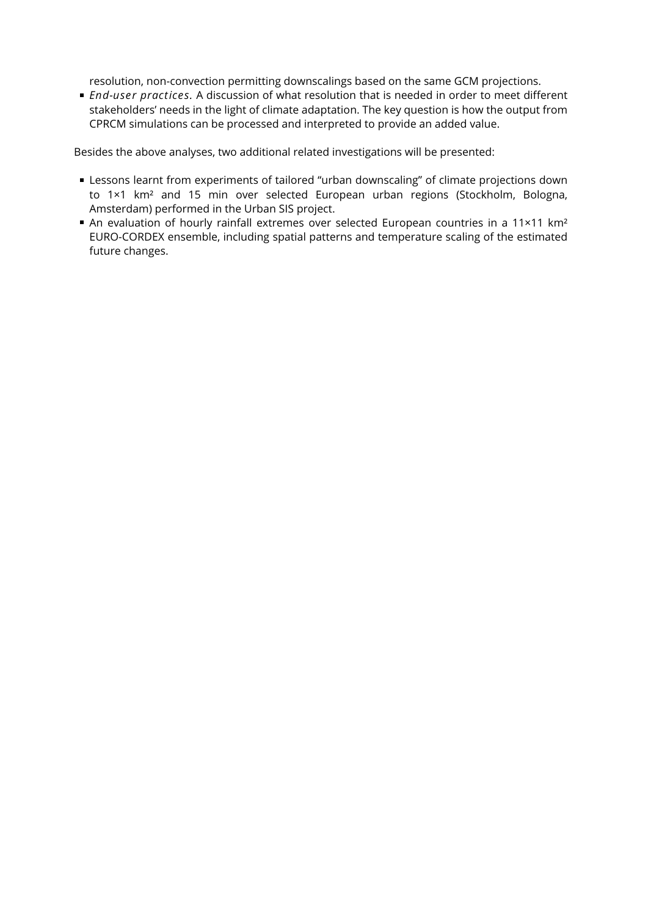resolution, non-convection permitting downscalings based on the same GCM projections.

- *End-user practices*. A discussion of what resolution that is needed in order to meet different stakeholders' needs in the light of climate adaptation. The key question is how the output from CPRCM simulations can be processed and interpreted to provide an added value.

Besides the above analyses, two additional related investigations will be presented:

- Lessons learnt from experiments of tailored "urban downscaling" of climate projections down to 1×1 km² and 15 min over selected European urban regions (Stockholm, Bologna, Amsterdam) performed in the Urban SIS project.
- An evaluation of hourly rainfall extremes over selected European countries in a 11×11 km² EURO-CORDEX ensemble, including spatial patterns and temperature scaling of the estimated future changes.